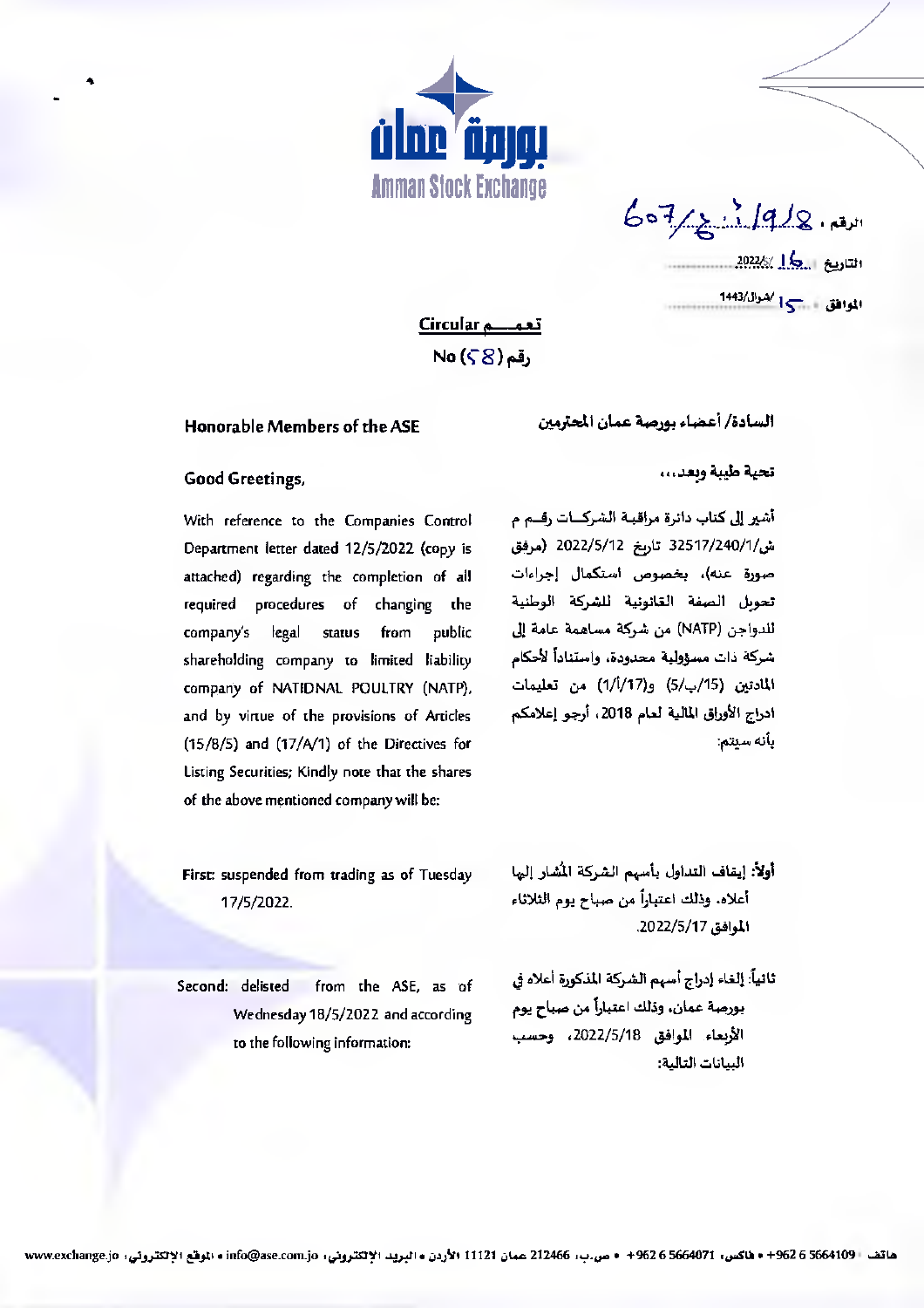بورصة عمان
Amman Stock Exchange

الرقم: 607/خ ت/918

التاريخ: 16/5/2022

الموافق: 15/شوال/1443

**تعميم Circular**

**رقم (58) No**

**السادة/ أعضاء بورصة عمان المحترمين**

تحية طيبة وبعد،،،

أشير إلى كتاب دائرة مراقبة الشركات رقم م ش/32517/240/1 تاريخ 2022/5/12 (مرفق صورة عنه)، بخصوص استكمال إجراءات تحويل الصفة القانونية للشركة الوطنية للدواجن (NATP) من شركة مساهمة عامة إلى شركة ذات مسؤولية محدودة، واستناداً لأحكام المادتين (15/ب/5) و(17/أ/1) من تعليمات ادراج الأوراق المالية لعام 2018، أرجو إعلامكم بأنه سيتم:

أولاً: إيقاف التداول بأسهم الشركة المُشار إليها أعلاه، وذلك اعتباراً من صباح يوم الثلاثاء الموافق 2022/5/17.

ثانياً: إلغاء إدراج أسهم الشركة المذكورة أعلاه في بورصة عمان، وذلك اعتباراً من صباح يوم الأربعاء الموافق 2022/5/18، وحسب البيانات التالية:

**Honorable Members of the ASE**

Good Greetings,

With reference to the Companies Control Department letter dated 12/5/2022 (copy is attached) regarding the completion of all required procedures of changing the company's legal status from public shareholding company to limited liability company of NATIONAL POULTRY (NATP), and by virtue of the provisions of Articles (15/B/5) and (17/A/1) of the Directives for Listing Securities; Kindly note that the shares of the above mentioned company will be:

First: suspended from trading as of Tuesday 17/5/2022.

Second: delisted from the ASE, as of Wednesday 18/5/2022 and according to the following information: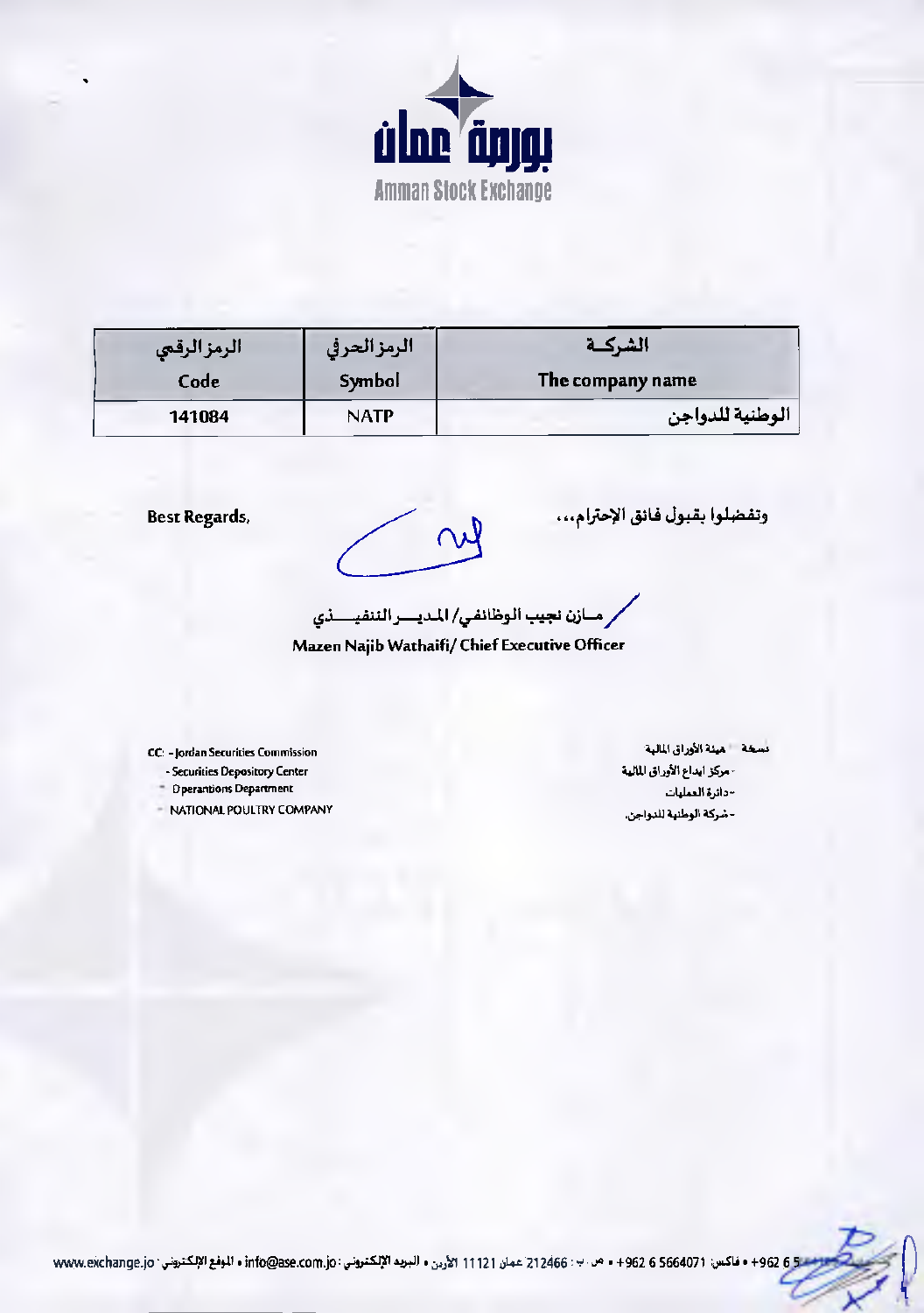بورصة عمان
Amman Stock Exchange

| الرمز الرقمي<br>Code | الرمز الحرفي<br>Symbol | الشركــة<br>The company name |
|---|---|---|
| 141084 | NATP | الوطنية للدواجن |

Best Regards,

وتفضلوا بقبول فائق الإحترام،،،

مــازن نجيب الوظائفي/ المديـــر التنفيـــذي
**Mazen Najib Wathaifi/ Chief Executive Officer**

CC: - Jordan Securities Commission
- Securities Depository Center
- Operantions Department
- NATIONAL POULTRY COMPANY

نسخة - هيئة الأوراق المالية
- مركز ايداع الأوراق المالية
- دائرة العمليات
- شركة الوطنية للدواجن.

www.exchange.jo : الموقع الإلكتروني • info@ase.com.jo : البريد الإلكتروني • عمان 11121 الأردن • ص.ب: 212466 • +962 6 5664071 : فاكس • +962 6 5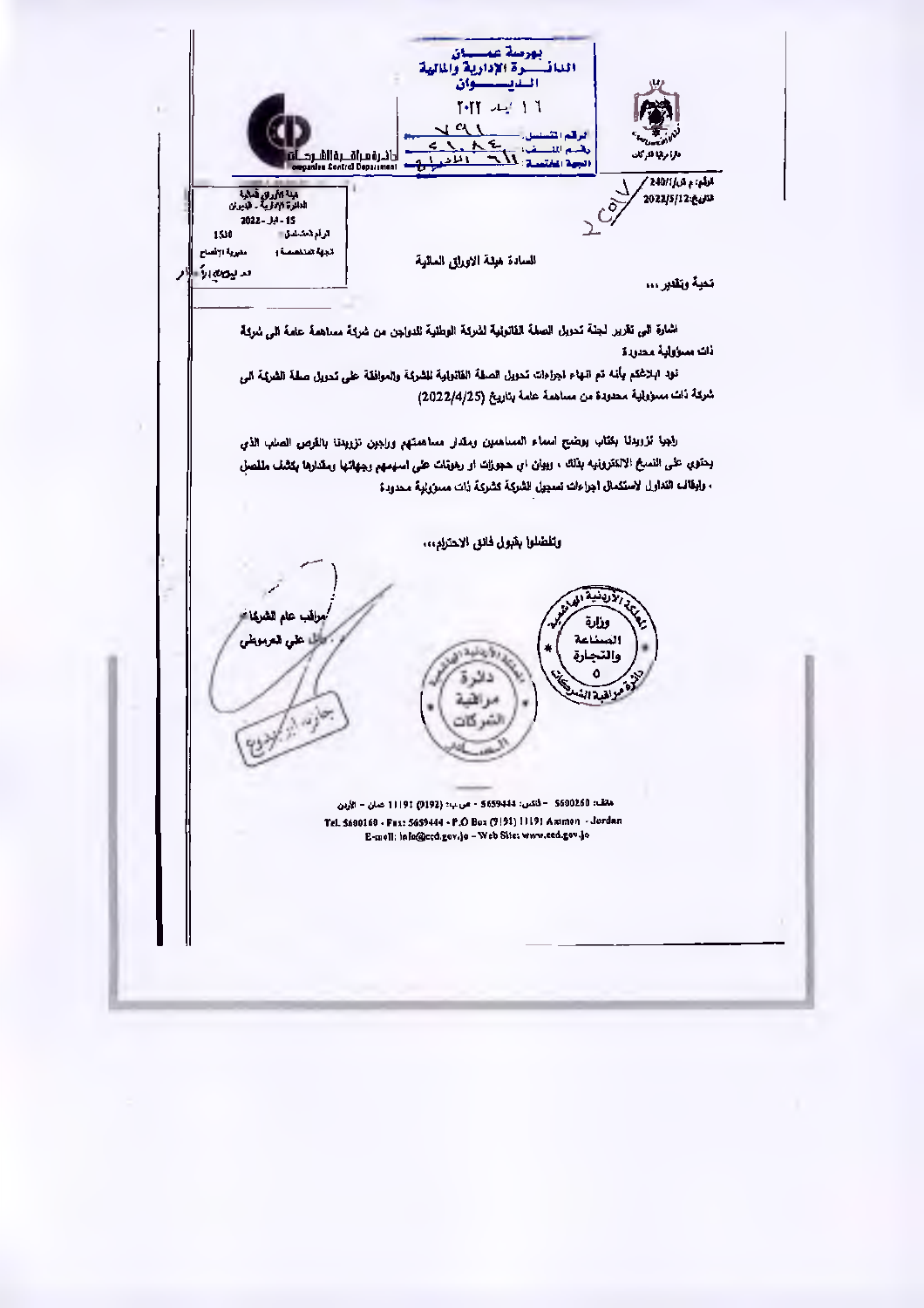بورصة عمان
الدائرة الإدارية والمالية
الديوان
١٦ ايار ٢٠٢٢
الرقم المتسلسل: ٧٩١
رقم الملف: ٤١٠٨٤
الجهة المختصة: ٦١١ المدراء

دائرة مراقبة الشركات
Companies Control Department

دائرة مراقبة الشركات

الرقم: م ش/1/ 240
التاريخ: 2022/5/12

هيئة الأوراق المالية
الدائرة الإدارية - الديوان
15 - ايار - 2022
الرقم المتسلسل: 1530
الجهة المختصة: مديرية الإفصاح

السادة هيئة الاوراق المالية

تحية وتقدير ،،،

اشارة الى تقرير لجنة تحويل الصفة القانونية للشركة الوطنية للدواجن من شركة مساهمة عامة الى شركة ذات مسؤولية محدودة

نود ابلاغكم بأنه تم انهاء اجراءات تحويل الصفة القانونية للشركة والموافقة على تحويل صفة الشركة الى شركة ذات مسؤولية محدودة من مساهمة عامة بتاريخ (2022/4/25)

راجيا تزويدنا بكتاب يوضح اسماء المساهمين ومقدار مساهمتهم وراجين تزويدنا بالقرص الصلب الذي يحتوي على النسخ الالكترونيه بذلك ، وبيان اي حجوزات او رهونات على اسهمهم وجهاتها ومقدارها بكشف منفصل ، وايقاف التداول لاستكمال اجراءات تسجيل الشركة كشركة ذات مسؤولية محدودة

وتفضلوا بقبول فائق الاحترام،،،

مراقب عام الشركات
وائل علي العرموطي

المملكة الأردنية الهاشمية
وزارة الصناعة والتجارة
٥
دائرة مراقبة الشركات

المملكة الأردنية الهاشمية
دائرة مراقبة الشركات
المسجل

هاتف: 5600260 - فاكس: 5659444 - ص ب: (9192) 11191 عمان - الأردن
Tel. 5600260 - Fax: 5659444 - P.O Box (9191) 11191 Amman - Jordan
E-mail: info@ccd.gov.jo - Web Site: www.ccd.gov.jo